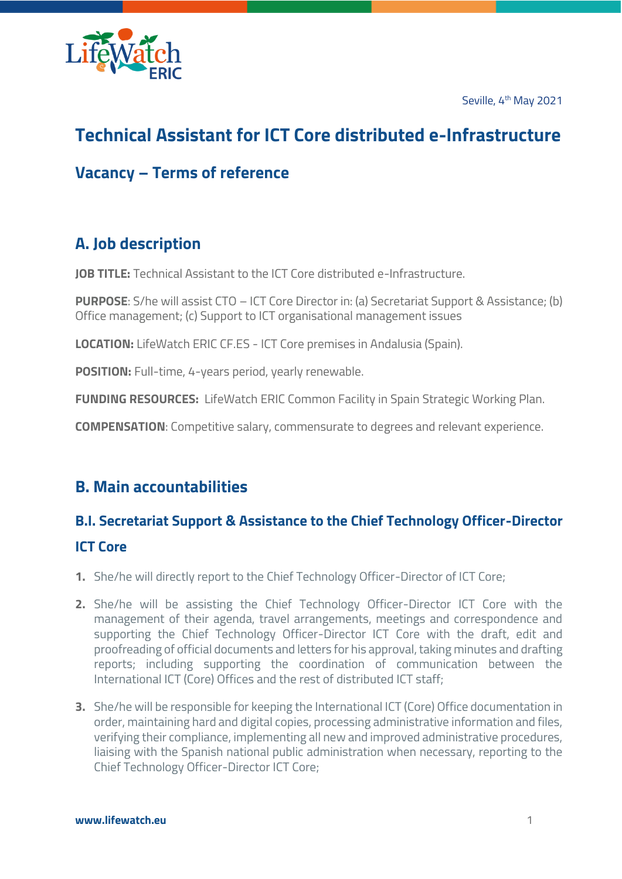Seville, 4th May 2021

# Technical Assistant for ICT Core distributed e-Infrastructure

## Vacancy – Terms of reference

## A. Job description

**JOB TITLE:** Technical Assistant to the ICT Core distributed e-Infrastructure.

**PURPOSE**: S/he will assist CTO – ICT Core Director in: (a) Secretariat Support & Assistance; (b) Office management; (c) Support to ICT organisational management issues

**LOCATION:** LifeWatch ERIC CF.ES - ICT Core premises in Andalusia (Spain).

**POSITION:** Full-time, 4-years period, yearly renewable.

**FUNDING RESOURCES:** LifeWatch ERIC Common Facility in Spain Strategic Working Plan.

**COMPENSATION**: Competitive salary, commensurate to degrees and relevant experience.

## B. Main accountabilities

### B.I. Secretariat Support & Assistance to the Chief Technology Officer-Director ICT Core

1. She/he will directly report to the Chief Technology Officer-Director of ICT Core;
2. She/he will be assisting the Chief Technology Officer-Director ICT Core with the management of their agenda, travel arrangements, meetings and correspondence and supporting the Chief Technology Officer-Director ICT Core with the draft, edit and proofreading of official documents and letters for his approval, taking minutes and drafting reports; including supporting the coordination of communication between the International ICT (Core) Offices and the rest of distributed ICT staff;
3. She/he will be responsible for keeping the International ICT (Core) Office documentation in order, maintaining hard and digital copies, processing administrative information and files, verifying their compliance, implementing all new and improved administrative procedures, liaising with the Spanish national public administration when necessary, reporting to the Chief Technology Officer-Director ICT Core;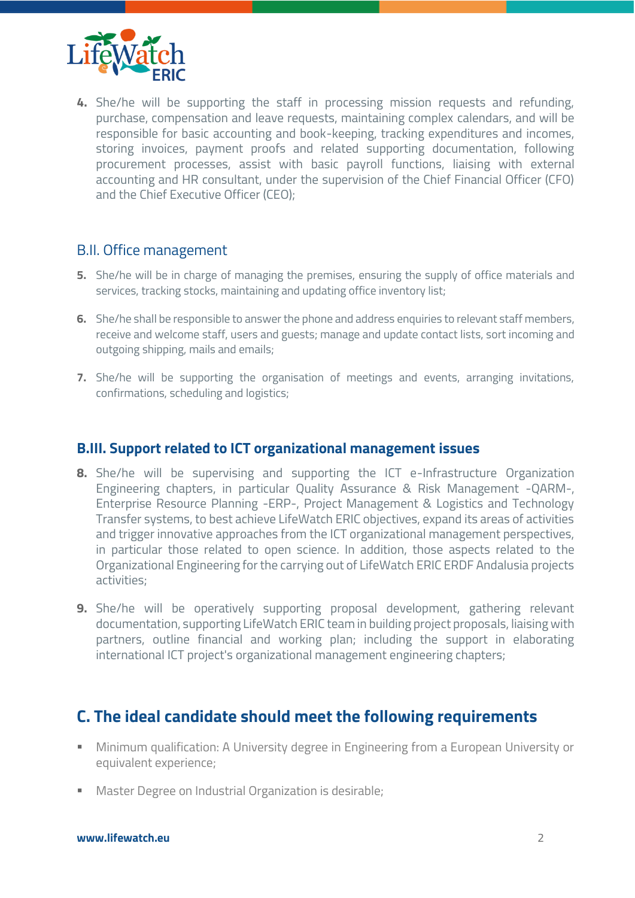4. She/he will be supporting the staff in processing mission requests and refunding, purchase, compensation and leave requests, maintaining complex calendars, and will be responsible for basic accounting and book-keeping, tracking expenditures and incomes, storing invoices, payment proofs and related supporting documentation, following procurement processes, assist with basic payroll functions, liaising with external accounting and HR consultant, under the supervision of the Chief Financial Officer (CFO) and the Chief Executive Officer (CEO);

### B.II. Office management

5. She/he will be in charge of managing the premises, ensuring the supply of office materials and services, tracking stocks, maintaining and updating office inventory list;

6. She/he shall be responsible to answer the phone and address enquiries to relevant staff members, receive and welcome staff, users and guests; manage and update contact lists, sort incoming and outgoing shipping, mails and emails;

7. She/he will be supporting the organisation of meetings and events, arranging invitations, confirmations, scheduling and logistics;

### B.III. Support related to ICT organizational management issues

8. She/he will be supervising and supporting the ICT e-Infrastructure Organization Engineering chapters, in particular Quality Assurance & Risk Management -QARM-, Enterprise Resource Planning -ERP-, Project Management & Logistics and Technology Transfer systems, to best achieve LifeWatch ERIC objectives, expand its areas of activities and trigger innovative approaches from the ICT organizational management perspectives, in particular those related to open science. In addition, those aspects related to the Organizational Engineering for the carrying out of LifeWatch ERIC ERDF Andalusia projects activities;

9. She/he will be operatively supporting proposal development, gathering relevant documentation, supporting LifeWatch ERIC team in building project proposals, liaising with partners, outline financial and working plan; including the support in elaborating international ICT project's organizational management engineering chapters;

## C. The ideal candidate should meet the following requirements

- Minimum qualification: A University degree in Engineering from a European University or equivalent experience;
- Master Degree on Industrial Organization is desirable;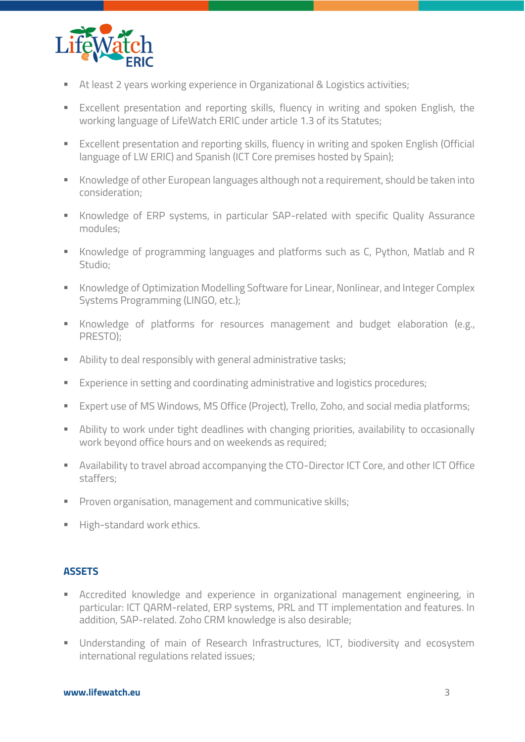- At least 2 years working experience in Organizational & Logistics activities;
- Excellent presentation and reporting skills, fluency in writing and spoken English, the working language of LifeWatch ERIC under article 1.3 of its Statutes;
- Excellent presentation and reporting skills, fluency in writing and spoken English (Official language of LW ERIC) and Spanish (ICT Core premises hosted by Spain);
- Knowledge of other European languages although not a requirement, should be taken into consideration;
- Knowledge of ERP systems, in particular SAP-related with specific Quality Assurance modules;
- Knowledge of programming languages and platforms such as C, Python, Matlab and R Studio;
- Knowledge of Optimization Modelling Software for Linear, Nonlinear, and Integer Complex Systems Programming (LINGO, etc.);
- Knowledge of platforms for resources management and budget elaboration (e.g., PRESTO);
- Ability to deal responsibly with general administrative tasks;
- Experience in setting and coordinating administrative and logistics procedures;
- Expert use of MS Windows, MS Office (Project), Trello, Zoho, and social media platforms;
- Ability to work under tight deadlines with changing priorities, availability to occasionally work beyond office hours and on weekends as required;
- Availability to travel abroad accompanying the CTO-Director ICT Core, and other ICT Office staffers;
- Proven organisation, management and communicative skills;
- High-standard work ethics.

## ASSETS

- Accredited knowledge and experience in organizational management engineering, in particular: ICT QARM-related, ERP systems, PRL and TT implementation and features. In addition, SAP-related. Zoho CRM knowledge is also desirable;
- Understanding of main of Research Infrastructures, ICT, biodiversity and ecosystem international regulations related issues;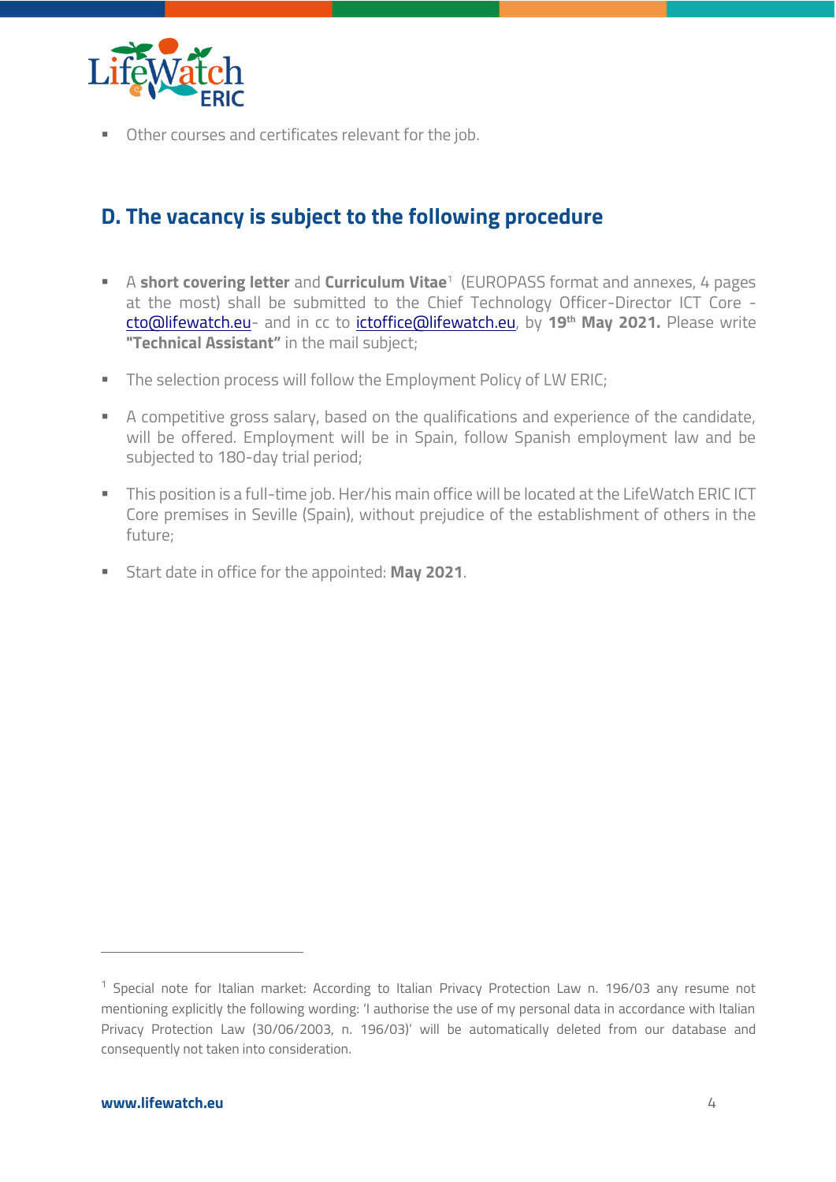- Other courses and certificates relevant for the job.

## D. The vacancy is subject to the following procedure

- A **short covering letter** and **Curriculum Vitae**[1] (EUROPASS format and annexes, 4 pages at the most) shall be submitted to the Chief Technology Officer-Director ICT Core - cto@lifewatch.eu- and in cc to ictoffice@lifewatch.eu, by **19th May 2021.** Please write **"Technical Assistant"** in the mail subject;

- The selection process will follow the Employment Policy of LW ERIC;

- A competitive gross salary, based on the qualifications and experience of the candidate, will be offered. Employment will be in Spain, follow Spanish employment law and be subjected to 180-day trial period;

- This position is a full-time job. Her/his main office will be located at the LifeWatch ERIC ICT Core premises in Seville (Spain), without prejudice of the establishment of others in the future;

- Start date in office for the appointed: **May 2021**.

[1] Special note for Italian market: According to Italian Privacy Protection Law n. 196/03 any resume not mentioning explicitly the following wording: 'I authorise the use of my personal data in accordance with Italian Privacy Protection Law (30/06/2003, n. 196/03)' will be automatically deleted from our database and consequently not taken into consideration.